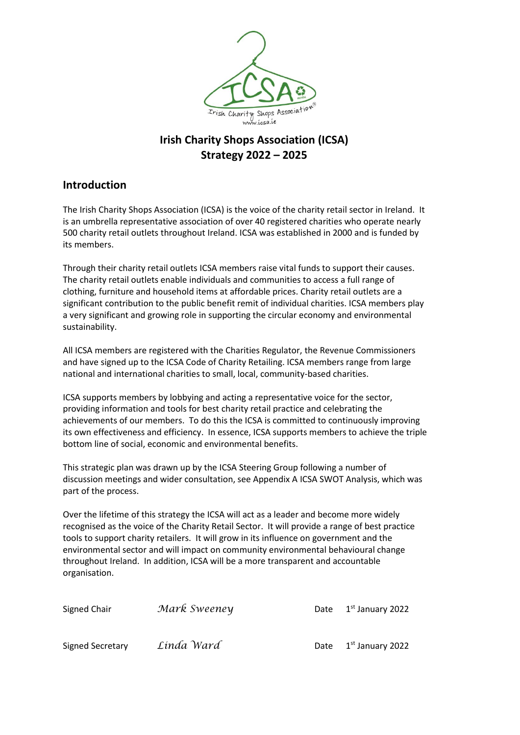# Irish Charity Shops Association (ICSA) Strategy 2022 – 2025

## Introduction

The Irish Charity Shops Association (ICSA) is the voice of the charity retail sector in Ireland. It is an umbrella representative association of over 40 registered charities who operate nearly 500 charity retail outlets throughout Ireland. ICSA was established in 2000 and is funded by its members.

Through their charity retail outlets ICSA members raise vital funds to support their causes. The charity retail outlets enable individuals and communities to access a full range of clothing, furniture and household items at affordable prices. Charity retail outlets are a significant contribution to the public benefit remit of individual charities. ICSA members play a very significant and growing role in supporting the circular economy and environmental sustainability.

All ICSA members are registered with the Charities Regulator, the Revenue Commissioners and have signed up to the ICSA Code of Charity Retailing. ICSA members range from large national and international charities to small, local, community-based charities.

ICSA supports members by lobbying and acting a representative voice for the sector, providing information and tools for best charity retail practice and celebrating the achievements of our members. To do this the ICSA is committed to continuously improving its own effectiveness and efficiency. In essence, ICSA supports members to achieve the triple bottom line of social, economic and environmental benefits.

This strategic plan was drawn up by the ICSA Steering Group following a number of discussion meetings and wider consultation, see Appendix A ICSA SWOT Analysis, which was part of the process.

Over the lifetime of this strategy the ICSA will act as a leader and become more widely recognised as the voice of the Charity Retail Sector. It will provide a range of best practice tools to support charity retailers. It will grow in its influence on government and the environmental sector and will impact on community environmental behavioural change throughout Ireland. In addition, ICSA will be a more transparent and accountable organisation.

Signed Chair *Mark Sweeney* Date 1st January 2022

Signed Secretary *Linda Ward* Date 1st January 2022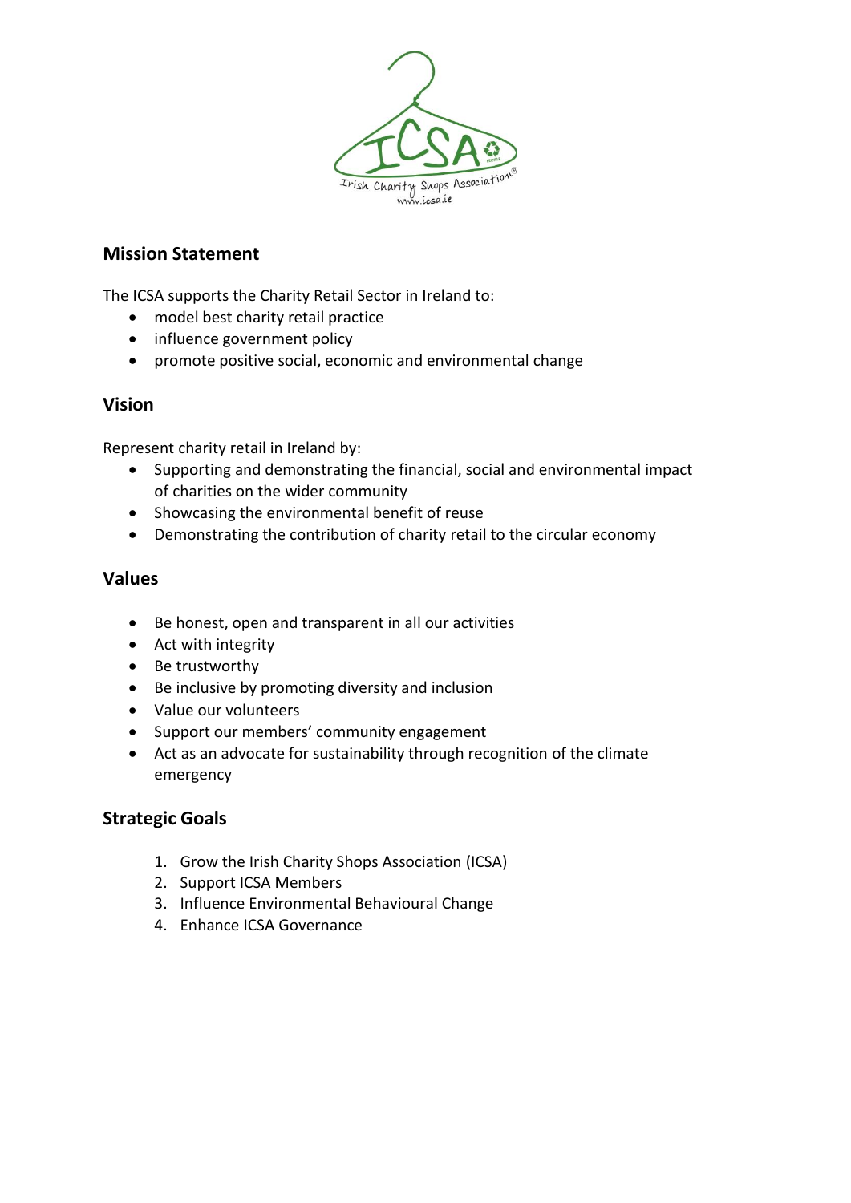## Mission Statement

The ICSA supports the Charity Retail Sector in Ireland to:

- model best charity retail practice
- influence government policy
- promote positive social, economic and environmental change

## Vision

Represent charity retail in Ireland by:

- Supporting and demonstrating the financial, social and environmental impact of charities on the wider community
- Showcasing the environmental benefit of reuse
- Demonstrating the contribution of charity retail to the circular economy

## Values

- Be honest, open and transparent in all our activities
- Act with integrity
- Be trustworthy
- Be inclusive by promoting diversity and inclusion
- Value our volunteers
- Support our members' community engagement
- Act as an advocate for sustainability through recognition of the climate emergency

## Strategic Goals

1. Grow the Irish Charity Shops Association (ICSA)
2. Support ICSA Members
3. Influence Environmental Behavioural Change
4. Enhance ICSA Governance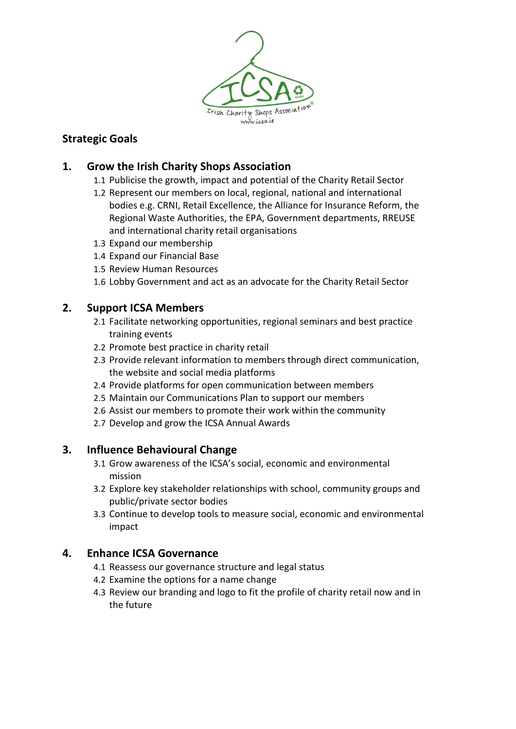## Strategic Goals

### 1. Grow the Irish Charity Shops Association

1.1 Publicise the growth, impact and potential of the Charity Retail Sector
1.2 Represent our members on local, regional, national and international bodies e.g. CRNI, Retail Excellence, the Alliance for Insurance Reform, the Regional Waste Authorities, the EPA, Government departments, RREUSE and international charity retail organisations
1.3 Expand our membership
1.4 Expand our Financial Base
1.5 Review Human Resources
1.6 Lobby Government and act as an advocate for the Charity Retail Sector

### 2. Support ICSA Members

2.1 Facilitate networking opportunities, regional seminars and best practice training events
2.2 Promote best practice in charity retail
2.3 Provide relevant information to members through direct communication, the website and social media platforms
2.4 Provide platforms for open communication between members
2.5 Maintain our Communications Plan to support our members
2.6 Assist our members to promote their work within the community
2.7 Develop and grow the ICSA Annual Awards

### 3. Influence Behavioural Change

3.1 Grow awareness of the ICSA's social, economic and environmental mission
3.2 Explore key stakeholder relationships with school, community groups and public/private sector bodies
3.3 Continue to develop tools to measure social, economic and environmental impact

### 4. Enhance ICSA Governance

4.1 Reassess our governance structure and legal status
4.2 Examine the options for a name change
4.3 Review our branding and logo to fit the profile of charity retail now and in the future